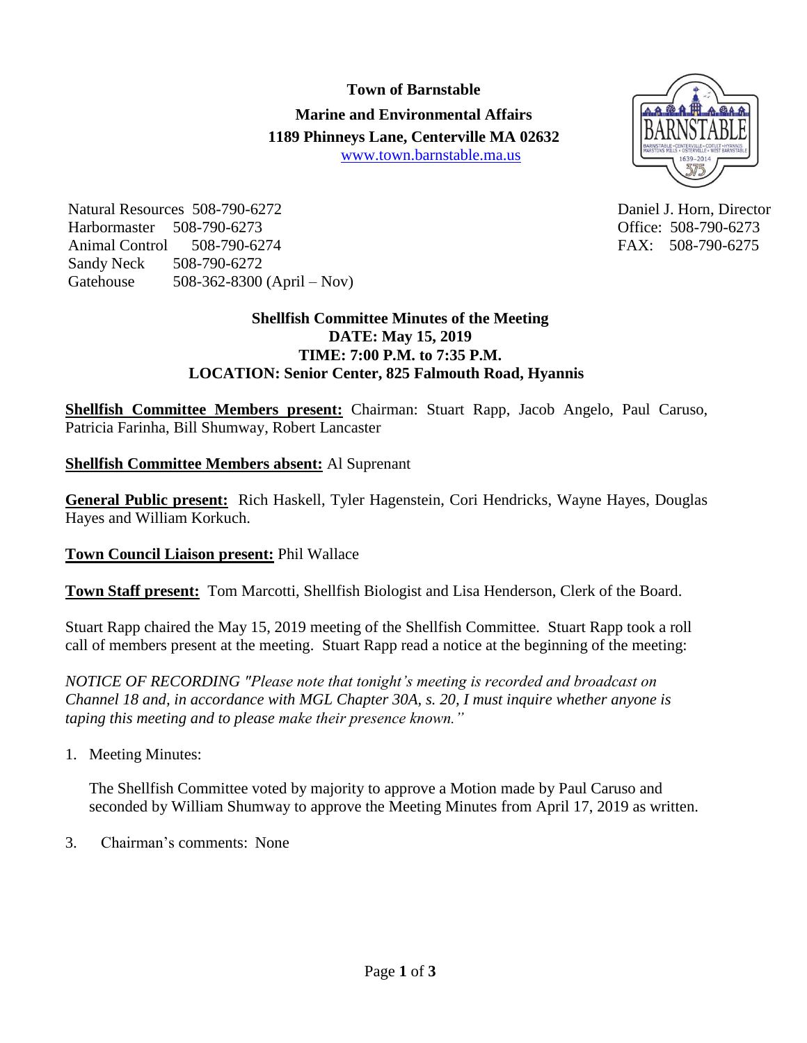**Town of Barnstable**

**Marine and Environmental Affairs**

**1189 Phinneys Lane, Centerville MA 02632**

www.town.barnstable.ma.us

Natural Resources 508-790-6272
Harbormaster 508-790-6273
Animal Control 508-790-6274
Sandy Neck 508-790-6272
Gatehouse 508-362-8300 (April – Nov)

Daniel J. Horn, Director
Office: 508-790-6273
FAX: 508-790-6275

**Shellfish Committee Minutes of the Meeting**
**DATE: May 15, 2019**
**TIME: 7:00 P.M. to 7:35 P.M.**
**LOCATION: Senior Center, 825 Falmouth Road, Hyannis**

**Shellfish Committee Members present:** Chairman: Stuart Rapp, Jacob Angelo, Paul Caruso, Patricia Farinha, Bill Shumway, Robert Lancaster

**Shellfish Committee Members absent:** Al Suprenant

**General Public present:** Rich Haskell, Tyler Hagenstein, Cori Hendricks, Wayne Hayes, Douglas Hayes and William Korkuch.

**Town Council Liaison present:** Phil Wallace

**Town Staff present:** Tom Marcotti, Shellfish Biologist and Lisa Henderson, Clerk of the Board.

Stuart Rapp chaired the May 15, 2019 meeting of the Shellfish Committee. Stuart Rapp took a roll call of members present at the meeting. Stuart Rapp read a notice at the beginning of the meeting:

*NOTICE OF RECORDING "Please note that tonight's meeting is recorded and broadcast on Channel 18 and, in accordance with MGL Chapter 30A, s. 20, I must inquire whether anyone is taping this meeting and to please make their presence known."*

1. Meeting Minutes:

   The Shellfish Committee voted by majority to approve a Motion made by Paul Caruso and seconded by William Shumway to approve the Meeting Minutes from April 17, 2019 as written.

3. Chairman's comments: None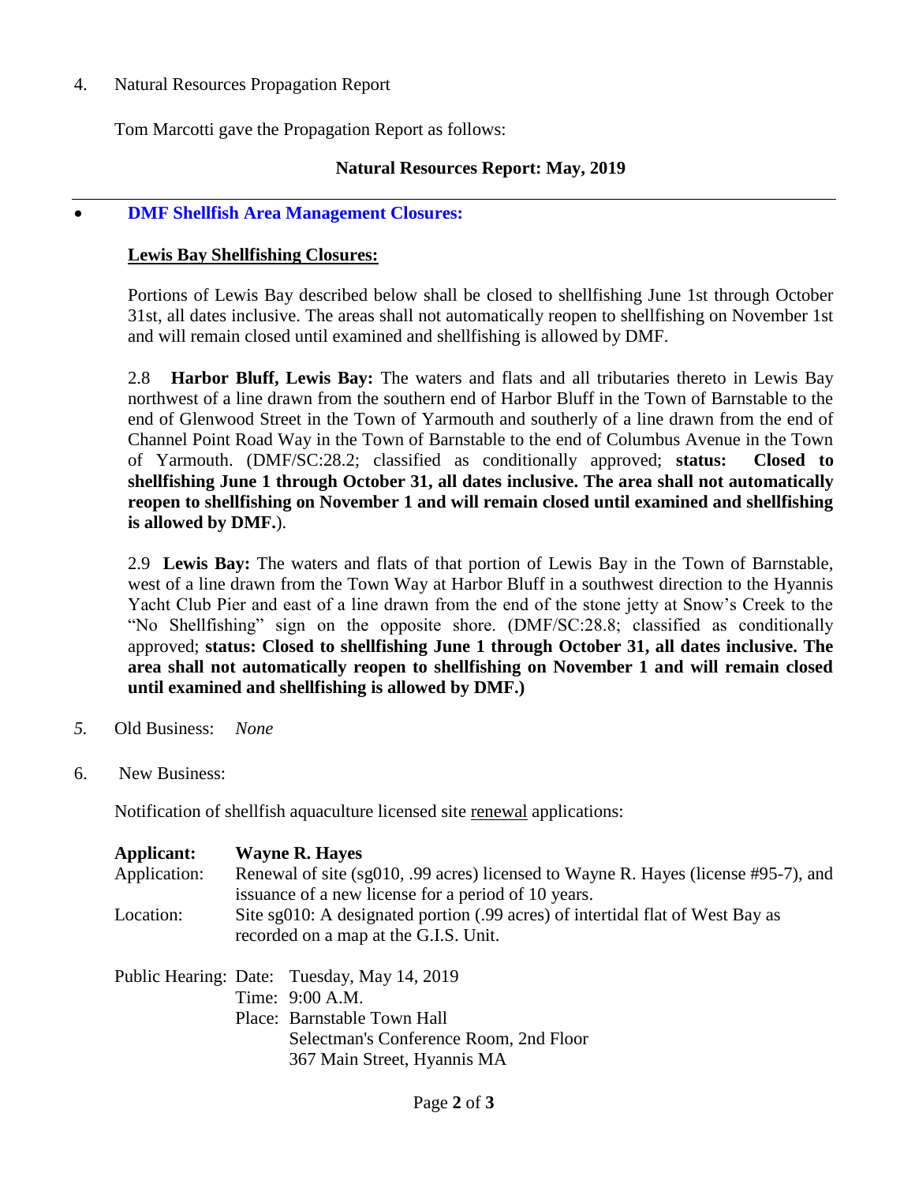4. Natural Resources Propagation Report

Tom Marcotti gave the Propagation Report as follows:

**Natural Resources Report: May, 2019**

---

- **DMF Shellfish Area Management Closures:**

**Lewis Bay Shellfishing Closures:**

Portions of Lewis Bay described below shall be closed to shellfishing June 1st through October 31st, all dates inclusive. The areas shall not automatically reopen to shellfishing on November 1st and will remain closed until examined and shellfishing is allowed by DMF.

2.8 **Harbor Bluff, Lewis Bay:** The waters and flats and all tributaries thereto in Lewis Bay northwest of a line drawn from the southern end of Harbor Bluff in the Town of Barnstable to the end of Glenwood Street in the Town of Yarmouth and southerly of a line drawn from the end of Channel Point Road Way in the Town of Barnstable to the end of Columbus Avenue in the Town of Yarmouth. (DMF/SC:28.2; classified as conditionally approved; **status: Closed to shellfishing June 1 through October 31, all dates inclusive. The area shall not automatically reopen to shellfishing on November 1 and will remain closed until examined and shellfishing is allowed by DMF.**).

2.9 **Lewis Bay:** The waters and flats of that portion of Lewis Bay in the Town of Barnstable, west of a line drawn from the Town Way at Harbor Bluff in a southwest direction to the Hyannis Yacht Club Pier and east of a line drawn from the end of the stone jetty at Snow's Creek to the "No Shellfishing" sign on the opposite shore. (DMF/SC:28.8; classified as conditionally approved; **status: Closed to shellfishing June 1 through October 31, all dates inclusive. The area shall not automatically reopen to shellfishing on November 1 and will remain closed until examined and shellfishing is allowed by DMF.)**

*5.* Old Business: *None*

6. New Business:

Notification of shellfish aquaculture licensed site renewal applications:

**Applicant:** **Wayne R. Hayes**
Application: Renewal of site (sg010, .99 acres) licensed to Wayne R. Hayes (license #95-7), and issuance of a new license for a period of 10 years.
Location: Site sg010: A designated portion (.99 acres) of intertidal flat of West Bay as recorded on a map at the G.I.S. Unit.

Public Hearing: Date: Tuesday, May 14, 2019
Time: 9:00 A.M.
Place: Barnstable Town Hall
Selectman's Conference Room, 2nd Floor
367 Main Street, Hyannis MA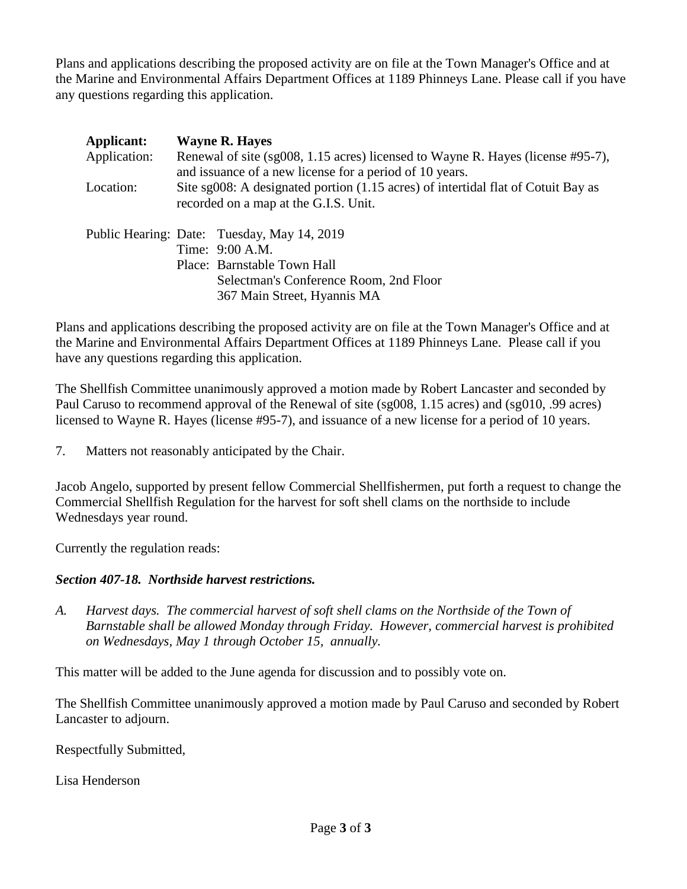Plans and applications describing the proposed activity are on file at the Town Manager's Office and at the Marine and Environmental Affairs Department Offices at 1189 Phinneys Lane. Please call if you have any questions regarding this application.

| | |
|---|---|
| **Applicant:** | **Wayne R. Hayes** |
| Application: | Renewal of site (sg008, 1.15 acres) licensed to Wayne R. Hayes (license #95-7), and issuance of a new license for a period of 10 years. |
| Location: | Site sg008: A designated portion (1.15 acres) of intertidal flat of Cotuit Bay as recorded on a map at the G.I.S. Unit. |

Public Hearing: Date: Tuesday, May 14, 2019
Time: 9:00 A.M.
Place: Barnstable Town Hall
Selectman's Conference Room, 2nd Floor
367 Main Street, Hyannis MA

Plans and applications describing the proposed activity are on file at the Town Manager's Office and at the Marine and Environmental Affairs Department Offices at 1189 Phinneys Lane. Please call if you have any questions regarding this application.

The Shellfish Committee unanimously approved a motion made by Robert Lancaster and seconded by Paul Caruso to recommend approval of the Renewal of site (sg008, 1.15 acres) and (sg010, .99 acres) licensed to Wayne R. Hayes (license #95-7), and issuance of a new license for a period of 10 years.

7. Matters not reasonably anticipated by the Chair.

Jacob Angelo, supported by present fellow Commercial Shellfishermen, put forth a request to change the Commercial Shellfish Regulation for the harvest for soft shell clams on the northside to include Wednesdays year round.

Currently the regulation reads:

***Section 407-18. Northside harvest restrictions.***

*A. Harvest days. The commercial harvest of soft shell clams on the Northside of the Town of Barnstable shall be allowed Monday through Friday. However, commercial harvest is prohibited on Wednesdays, May 1 through October 15, annually.*

This matter will be added to the June agenda for discussion and to possibly vote on.

The Shellfish Committee unanimously approved a motion made by Paul Caruso and seconded by Robert Lancaster to adjourn.

Respectfully Submitted,

Lisa Henderson